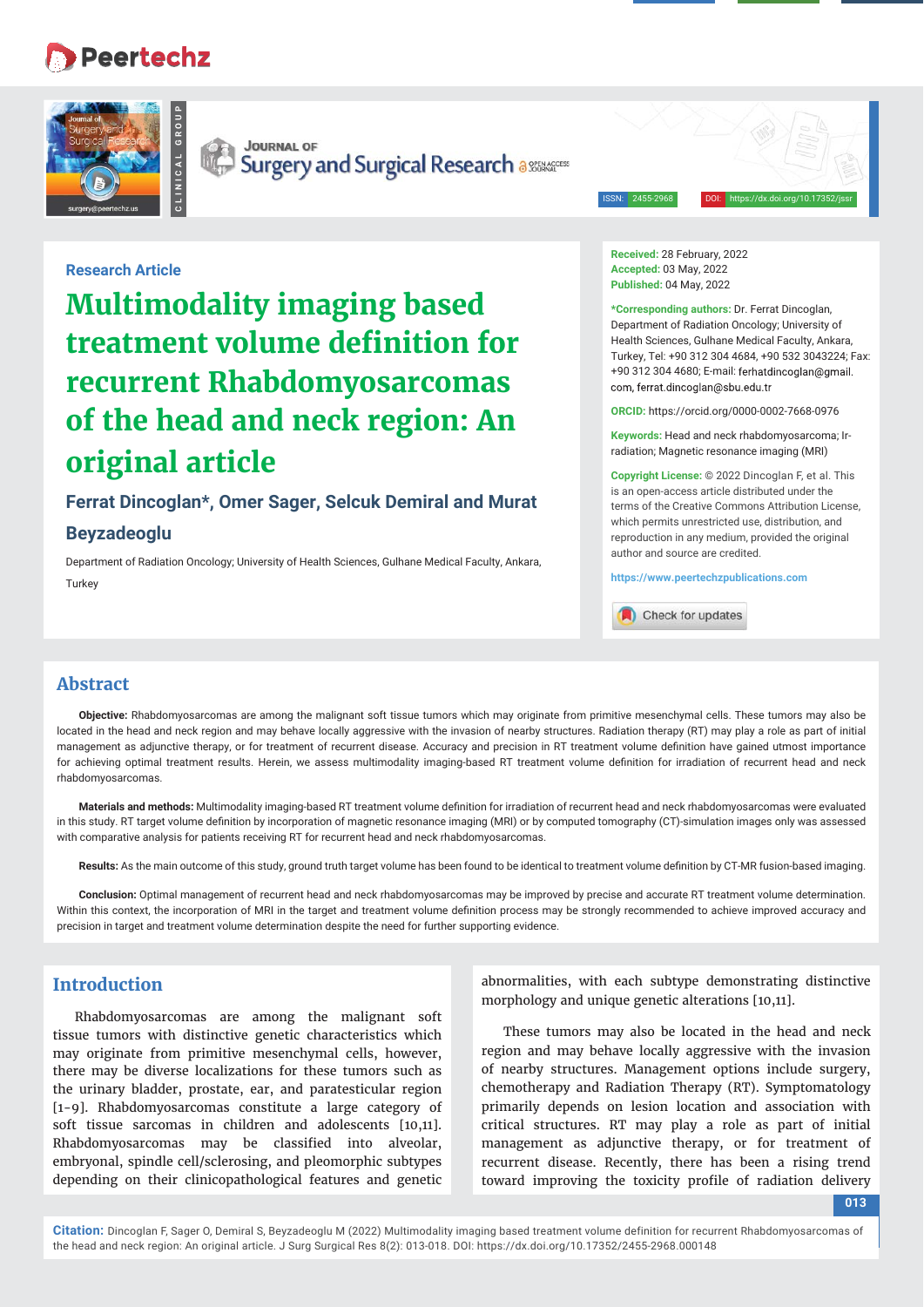Research Article

# Multimodality imaging based treatment volume definition for recurrent Rhabdomyosarcomas of the head and neck region: An original article

**Ferrat Dincoglan\*, Omer Sager, Selcuk Demiral and Murat Beyzadeoglu**

Department of Radiation Oncology; University of Health Sciences, Gulhane Medical Faculty, Ankara, Turkey

**Received:** 28 February, 2022
**Accepted:** 03 May, 2022
**Published:** 04 May, 2022

**\*Corresponding authors:** Dr. Ferrat Dincoglan, Department of Radiation Oncology; University of Health Sciences, Gulhane Medical Faculty, Ankara, Turkey, Tel: +90 312 304 4684, +90 532 3043224; Fax: +90 312 304 4680; E-mail: ferhatdincoglan@gmail.com, ferrat.dincoglan@sbu.edu.tr

**ORCID:** https://orcid.org/0000-0002-7668-0976

**Keywords:** Head and neck rhabdomyosarcoma; Irradiation; Magnetic resonance imaging (MRI)

**Copyright License:** © 2022 Dincoglan F, et al. This is an open-access article distributed under the terms of the Creative Commons Attribution License, which permits unrestricted use, distribution, and reproduction in any medium, provided the original author and source are credited.

https://www.peertechzpublications.com

## Abstract

**Objective:** Rhabdomyosarcomas are among the malignant soft tissue tumors which may originate from primitive mesenchymal cells. These tumors may also be located in the head and neck region and may behave locally aggressive with the invasion of nearby structures. Radiation therapy (RT) may play a role as part of initial management as adjunctive therapy, or for treatment of recurrent disease. Accuracy and precision in RT treatment volume definition have gained utmost importance for achieving optimal treatment results. Herein, we assess multimodality imaging-based RT treatment volume definition for irradiation of recurrent head and neck rhabdomyosarcomas.

**Materials and methods:** Multimodality imaging-based RT treatment volume definition for irradiation of recurrent head and neck rhabdomyosarcomas were evaluated in this study. RT target volume definition by incorporation of magnetic resonance imaging (MRI) or by computed tomography (CT)-simulation images only was assessed with comparative analysis for patients receiving RT for recurrent head and neck rhabdomyosarcomas.

**Results:** As the main outcome of this study, ground truth target volume has been found to be identical to treatment volume definition by CT-MR fusion-based imaging.

**Conclusion:** Optimal management of recurrent head and neck rhabdomyosarcomas may be improved by precise and accurate RT treatment volume determination. Within this context, the incorporation of MRI in the target and treatment volume definition process may be strongly recommended to achieve improved accuracy and precision in target and treatment volume determination despite the need for further supporting evidence.

## Introduction

Rhabdomyosarcomas are among the malignant soft tissue tumors with distinctive genetic characteristics which may originate from primitive mesenchymal cells, however, there may be diverse localizations for these tumors such as the urinary bladder, prostate, ear, and paratesticular region [1-9]. Rhabdomyosarcomas constitute a large category of soft tissue sarcomas in children and adolescents [10,11]. Rhabdomyosarcomas may be classified into alveolar, embryonal, spindle cell/sclerosing, and pleomorphic subtypes depending on their clinicopathological features and genetic abnormalities, with each subtype demonstrating distinctive morphology and unique genetic alterations [10,11].

These tumors may also be located in the head and neck region and may behave locally aggressive with the invasion of nearby structures. Management options include surgery, chemotherapy and Radiation Therapy (RT). Symptomatology primarily depends on lesion location and association with critical structures. RT may play a role as part of initial management as adjunctive therapy, or for treatment of recurrent disease. Recently, there has been a rising trend toward improving the toxicity profile of radiation delivery

**Citation:** Dincoglan F, Sager O, Demiral S, Beyzadeoglu M (2022) Multimodality imaging based treatment volume definition for recurrent Rhabdomyosarcomas of the head and neck region: An original article. J Surg Surgical Res 8(2): 013-018. DOI: https://dx.doi.org/10.17352/2455-2968.000148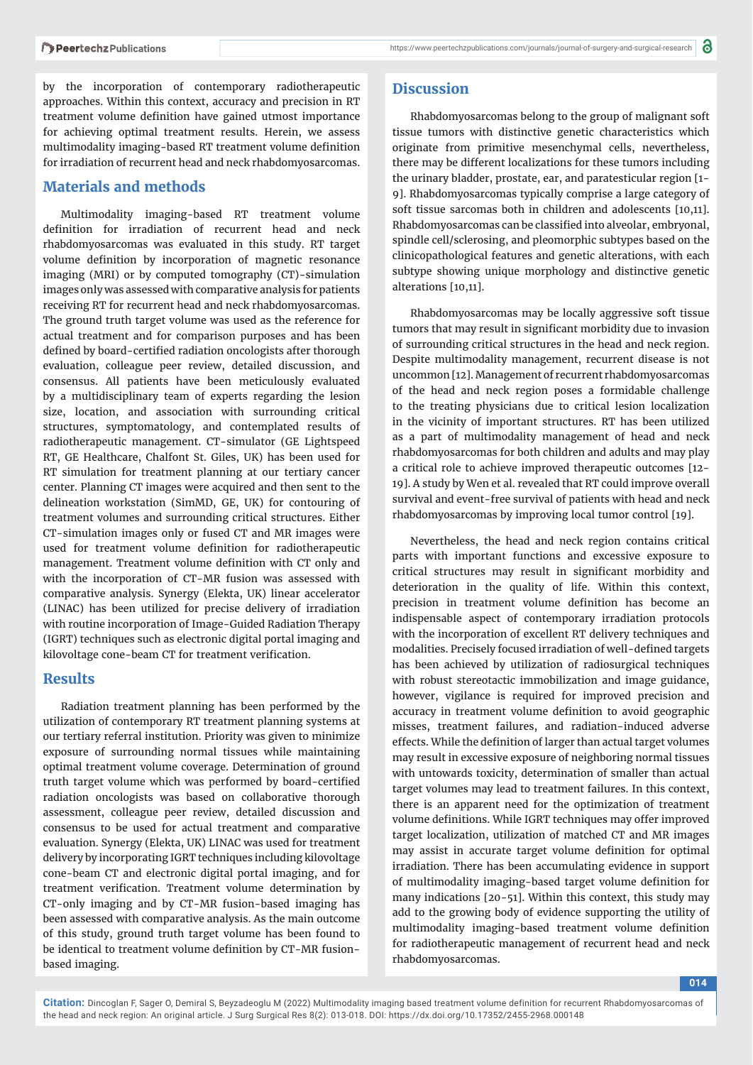by the incorporation of contemporary radiotherapeutic approaches. Within this context, accuracy and precision in RT treatment volume definition have gained utmost importance for achieving optimal treatment results. Herein, we assess multimodality imaging-based RT treatment volume definition for irradiation of recurrent head and neck rhabdomyosarcomas.

## Materials and methods

Multimodality imaging-based RT treatment volume definition for irradiation of recurrent head and neck rhabdomyosarcomas was evaluated in this study. RT target volume definition by incorporation of magnetic resonance imaging (MRI) or by computed tomography (CT)-simulation images only was assessed with comparative analysis for patients receiving RT for recurrent head and neck rhabdomyosarcomas. The ground truth target volume was used as the reference for actual treatment and for comparison purposes and has been defined by board-certified radiation oncologists after thorough evaluation, colleague peer review, detailed discussion, and consensus. All patients have been meticulously evaluated by a multidisciplinary team of experts regarding the lesion size, location, and association with surrounding critical structures, symptomatology, and contemplated results of radiotherapeutic management. CT-simulator (GE Lightspeed RT, GE Healthcare, Chalfont St. Giles, UK) has been used for RT simulation for treatment planning at our tertiary cancer center. Planning CT images were acquired and then sent to the delineation workstation (SimMD, GE, UK) for contouring of treatment volumes and surrounding critical structures. Either CT-simulation images only or fused CT and MR images were used for treatment volume definition for radiotherapeutic management. Treatment volume definition with CT only and with the incorporation of CT-MR fusion was assessed with comparative analysis. Synergy (Elekta, UK) linear accelerator (LINAC) has been utilized for precise delivery of irradiation with routine incorporation of Image-Guided Radiation Therapy (IGRT) techniques such as electronic digital portal imaging and kilovoltage cone-beam CT for treatment verification.

## Results

Radiation treatment planning has been performed by the utilization of contemporary RT treatment planning systems at our tertiary referral institution. Priority was given to minimize exposure of surrounding normal tissues while maintaining optimal treatment volume coverage. Determination of ground truth target volume which was performed by board-certified radiation oncologists was based on collaborative thorough assessment, colleague peer review, detailed discussion and consensus to be used for actual treatment and comparative evaluation. Synergy (Elekta, UK) LINAC was used for treatment delivery by incorporating IGRT techniques including kilovoltage cone-beam CT and electronic digital portal imaging, and for treatment verification. Treatment volume determination by CT-only imaging and by CT-MR fusion-based imaging has been assessed with comparative analysis. As the main outcome of this study, ground truth target volume has been found to be identical to treatment volume definition by CT-MR fusion-based imaging.

## Discussion

Rhabdomyosarcomas belong to the group of malignant soft tissue tumors with distinctive genetic characteristics which originate from primitive mesenchymal cells, nevertheless, there may be different localizations for these tumors including the urinary bladder, prostate, ear, and paratesticular region [1-9]. Rhabdomyosarcomas typically comprise a large category of soft tissue sarcomas both in children and adolescents [10,11]. Rhabdomyosarcomas can be classified into alveolar, embryonal, spindle cell/sclerosing, and pleomorphic subtypes based on the clinicopathological features and genetic alterations, with each subtype showing unique morphology and distinctive genetic alterations [10,11].

Rhabdomyosarcomas may be locally aggressive soft tissue tumors that may result in significant morbidity due to invasion of surrounding critical structures in the head and neck region. Despite multimodality management, recurrent disease is not uncommon [12]. Management of recurrent rhabdomyosarcomas of the head and neck region poses a formidable challenge to the treating physicians due to critical lesion localization in the vicinity of important structures. RT has been utilized as a part of multimodality management of head and neck rhabdomyosarcomas for both children and adults and may play a critical role to achieve improved therapeutic outcomes [12-19]. A study by Wen et al. revealed that RT could improve overall survival and event-free survival of patients with head and neck rhabdomyosarcomas by improving local tumor control [19].

Nevertheless, the head and neck region contains critical parts with important functions and excessive exposure to critical structures may result in significant morbidity and deterioration in the quality of life. Within this context, precision in treatment volume definition has become an indispensable aspect of contemporary irradiation protocols with the incorporation of excellent RT delivery techniques and modalities. Precisely focused irradiation of well-defined targets has been achieved by utilization of radiosurgical techniques with robust stereotactic immobilization and image guidance, however, vigilance is required for improved precision and accuracy in treatment volume definition to avoid geographic misses, treatment failures, and radiation-induced adverse effects. While the definition of larger than actual target volumes may result in excessive exposure of neighboring normal tissues with untowards toxicity, determination of smaller than actual target volumes may lead to treatment failures. In this context, there is an apparent need for the optimization of treatment volume definitions. While IGRT techniques may offer improved target localization, utilization of matched CT and MR images may assist in accurate target volume definition for optimal irradiation. There has been accumulating evidence in support of multimodality imaging-based target volume definition for many indications [20-51]. Within this context, this study may add to the growing body of evidence supporting the utility of multimodality imaging-based treatment volume definition for radiotherapeutic management of recurrent head and neck rhabdomyosarcomas.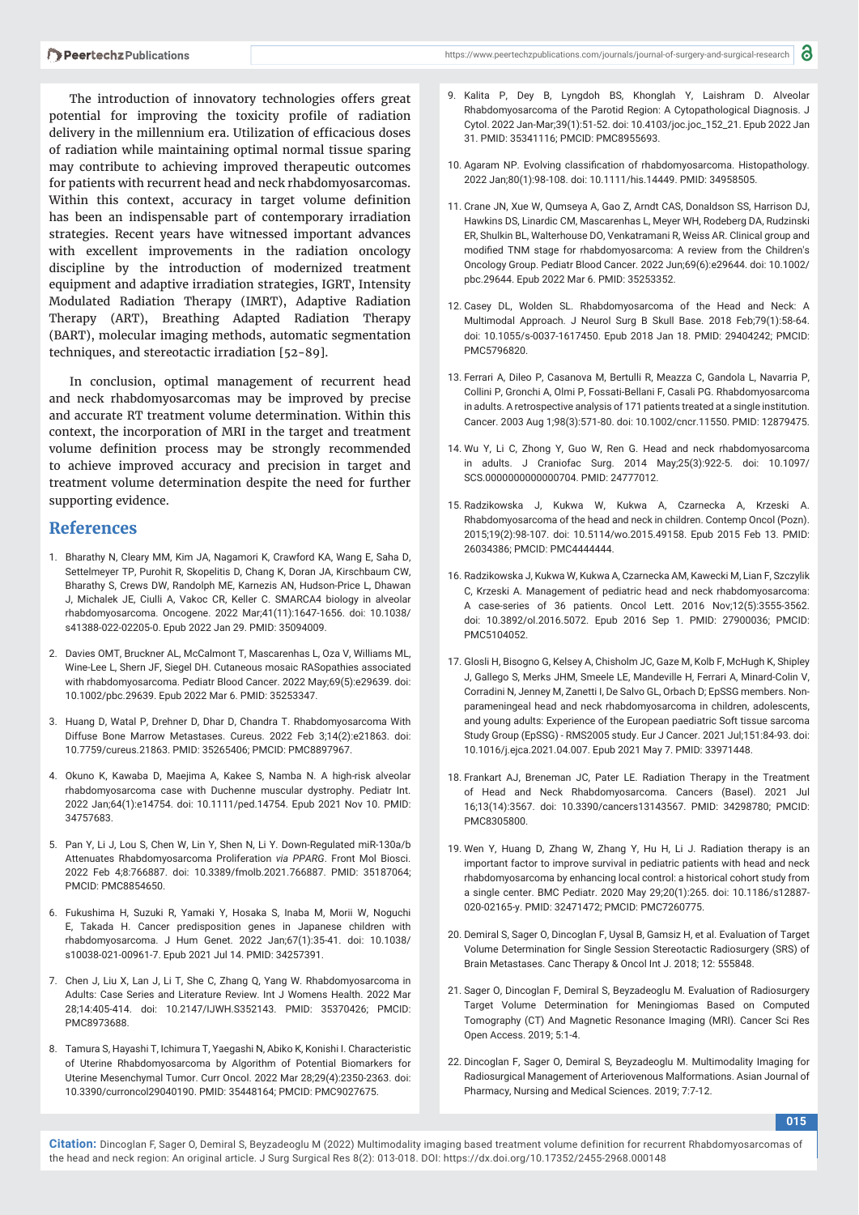The introduction of innovatory technologies offers great potential for improving the toxicity profile of radiation delivery in the millennium era. Utilization of efficacious doses of radiation while maintaining optimal normal tissue sparing may contribute to achieving improved therapeutic outcomes for patients with recurrent head and neck rhabdomyosarcomas. Within this context, accuracy in target volume definition has been an indispensable part of contemporary irradiation strategies. Recent years have witnessed important advances with excellent improvements in the radiation oncology discipline by the introduction of modernized treatment equipment and adaptive irradiation strategies, IGRT, Intensity Modulated Radiation Therapy (IMRT), Adaptive Radiation Therapy (ART), Breathing Adapted Radiation Therapy (BART), molecular imaging methods, automatic segmentation techniques, and stereotactic irradiation [52-89].

In conclusion, optimal management of recurrent head and neck rhabdomyosarcomas may be improved by precise and accurate RT treatment volume determination. Within this context, the incorporation of MRI in the target and treatment volume definition process may be strongly recommended to achieve improved accuracy and precision in target and treatment volume determination despite the need for further supporting evidence.

## References

1. Bharathy N, Cleary MM, Kim JA, Nagamori K, Crawford KA, Wang E, Saha D, Settelmeyer TP, Purohit R, Skopelitis D, Chang K, Doran JA, Kirschbaum CW, Bharathy S, Crews DW, Randolph ME, Karnezis AN, Hudson-Price L, Dhawan J, Michalek JE, Ciulli A, Vakoc CR, Keller C. SMARCA4 biology in alveolar rhabdomyosarcoma. Oncogene. 2022 Mar;41(11):1647-1656. doi: 10.1038/s41388-022-02205-0. Epub 2022 Jan 29. PMID: 35094009.

2. Davies OMT, Bruckner AL, McCalmont T, Mascarenhas L, Oza V, Williams ML, Wine-Lee L, Shern JF, Siegel DH. Cutaneous mosaic RASopathies associated with rhabdomyosarcoma. Pediatr Blood Cancer. 2022 May;69(5):e29639. doi: 10.1002/pbc.29639. Epub 2022 Mar 6. PMID: 35253347.

3. Huang D, Watal P, Drehner D, Dhar D, Chandra T. Rhabdomyosarcoma With Diffuse Bone Marrow Metastases. Cureus. 2022 Feb 3;14(2):e21863. doi: 10.7759/cureus.21863. PMID: 35265406; PMCID: PMC8897967.

4. Okuno K, Kawaba D, Maejima A, Kakee S, Namba N. A high-risk alveolar rhabdomyosarcoma case with Duchenne muscular dystrophy. Pediatr Int. 2022 Jan;64(1):e14754. doi: 10.1111/ped.14754. Epub 2021 Nov 10. PMID: 34757683.

5. Pan Y, Li J, Lou S, Chen W, Lin Y, Shen N, Li Y. Down-Regulated miR-130a/b Attenuates Rhabdomyosarcoma Proliferation *via PPARG*. Front Mol Biosci. 2022 Feb 4;8:766887. doi: 10.3389/fmolb.2021.766887. PMID: 35187064; PMCID: PMC8854650.

6. Fukushima H, Suzuki R, Yamaki Y, Hosaka S, Inaba M, Morii W, Noguchi E, Takada H. Cancer predisposition genes in Japanese children with rhabdomyosarcoma. J Hum Genet. 2022 Jan;67(1):35-41. doi: 10.1038/s10038-021-00961-7. Epub 2021 Jul 14. PMID: 34257391.

7. Chen J, Liu X, Lan J, Li T, She C, Zhang Q, Yang W. Rhabdomyosarcoma in Adults: Case Series and Literature Review. Int J Womens Health. 2022 Mar 28;14:405-414. doi: 10.2147/IJWH.S352143. PMID: 35370426; PMCID: PMC8973688.

8. Tamura S, Hayashi T, Ichimura T, Yaegashi N, Abiko K, Konishi I. Characteristic of Uterine Rhabdomyosarcoma by Algorithm of Potential Biomarkers for Uterine Mesenchymal Tumor. Curr Oncol. 2022 Mar 28;29(4):2350-2363. doi: 10.3390/curroncol29040190. PMID: 35448164; PMCID: PMC9027675.

9. Kalita P, Dey B, Lyngdoh BS, Khonglah Y, Laishram D. Alveolar Rhabdomyosarcoma of the Parotid Region: A Cytopathological Diagnosis. J Cytol. 2022 Jan-Mar;39(1):51-52. doi: 10.4103/joc.joc_152_21. Epub 2022 Jan 31. PMID: 35341116; PMCID: PMC8955693.

10. Agaram NP. Evolving classification of rhabdomyosarcoma. Histopathology. 2022 Jan;80(1):98-108. doi: 10.1111/his.14449. PMID: 34958505.

11. Crane JN, Xue W, Qumseya A, Gao Z, Arndt CAS, Donaldson SS, Harrison DJ, Hawkins DS, Linardic CM, Mascarenhas L, Meyer WH, Rodeberg DA, Rudzinski ER, Shulkin BL, Walterhouse DO, Venkatramani R, Weiss AR. Clinical group and modified TNM stage for rhabdomyosarcoma: A review from the Children's Oncology Group. Pediatr Blood Cancer. 2022 Jun;69(6):e29644. doi: 10.1002/pbc.29644. Epub 2022 Mar 6. PMID: 35253352.

12. Casey DL, Wolden SL. Rhabdomyosarcoma of the Head and Neck: A Multimodal Approach. J Neurol Surg B Skull Base. 2018 Feb;79(1):58-64. doi: 10.1055/s-0037-1617450. Epub 2018 Jan 18. PMID: 29404242; PMCID: PMC5796820.

13. Ferrari A, Dileo P, Casanova M, Bertulli R, Meazza C, Gandola L, Navarria P, Collini P, Gronchi A, Olmi P, Fossati-Bellani F, Casali PG. Rhabdomyosarcoma in adults. A retrospective analysis of 171 patients treated at a single institution. Cancer. 2003 Aug 1;98(3):571-80. doi: 10.1002/cncr.11550. PMID: 12879475.

14. Wu Y, Li C, Zhong Y, Guo W, Ren G. Head and neck rhabdomyosarcoma in adults. J Craniofac Surg. 2014 May;25(3):922-5. doi: 10.1097/SCS.0000000000000704. PMID: 24777012.

15. Radzikowska J, Kukwa W, Kukwa A, Czarnecka A, Krzeski A. Rhabdomyosarcoma of the head and neck in children. Contemp Oncol (Pozn). 2015;19(2):98-107. doi: 10.5114/wo.2015.49158. Epub 2015 Feb 13. PMID: 26034386; PMCID: PMC4444444.

16. Radzikowska J, Kukwa W, Kukwa A, Czarnecka AM, Kawecki M, Lian F, Szczylik C, Krzeski A. Management of pediatric head and neck rhabdomyosarcoma: A case-series of 36 patients. Oncol Lett. 2016 Nov;12(5):3555-3562. doi: 10.3892/ol.2016.5072. Epub 2016 Sep 1. PMID: 27900036; PMCID: PMC5104052.

17. Glosli H, Bisogno G, Kelsey A, Chisholm JC, Gaze M, Kolb F, McHugh K, Shipley J, Gallego S, Merks JHM, Smeele LE, Mandeville H, Ferrari A, Minard-Colin V, Corradini N, Jenney M, Zanetti I, De Salvo GL, Orbach D; EpSSG members. Non-parameningeal head and neck rhabdomyosarcoma in children, adolescents, and young adults: Experience of the European paediatric Soft tissue sarcoma Study Group (EpSSG) - RMS2005 study. Eur J Cancer. 2021 Jul;151:84-93. doi: 10.1016/j.ejca.2021.04.007. Epub 2021 May 7. PMID: 33971448.

18. Frankart AJ, Breneman JC, Pater LE. Radiation Therapy in the Treatment of Head and Neck Rhabdomyosarcoma. Cancers (Basel). 2021 Jul 16;13(14):3567. doi: 10.3390/cancers13143567. PMID: 34298780; PMCID: PMC8305800.

19. Wen Y, Huang D, Zhang W, Zhang Y, Hu H, Li J. Radiation therapy is an important factor to improve survival in pediatric patients with head and neck rhabdomyosarcoma by enhancing local control: a historical cohort study from a single center. BMC Pediatr. 2020 May 29;20(1):265. doi: 10.1186/s12887-020-02165-y. PMID: 32471472; PMCID: PMC7260775.

20. Demiral S, Sager O, Dincoglan F, Uysal B, Gamsiz H, et al. Evaluation of Target Volume Determination for Single Session Stereotactic Radiosurgery (SRS) of Brain Metastases. Canc Therapy & Oncol Int J. 2018; 12: 555848.

21. Sager O, Dincoglan F, Demiral S, Beyzadeoglu M. Evaluation of Radiosurgery Target Volume Determination for Meningiomas Based on Computed Tomography (CT) And Magnetic Resonance Imaging (MRI). Cancer Sci Res Open Access. 2019; 5:1-4.

22. Dincoglan F, Sager O, Demiral S, Beyzadeoglu M. Multimodality Imaging for Radiosurgical Management of Arteriovenous Malformations. Asian Journal of Pharmacy, Nursing and Medical Sciences. 2019; 7:7-12.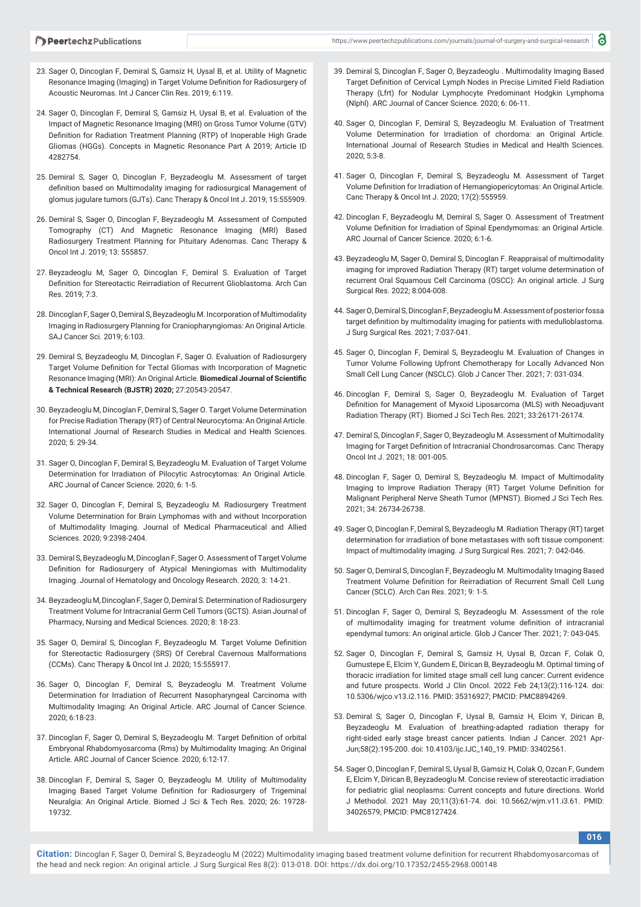23. Sager O, Dincoglan F, Demiral S, Gamsiz H, Uysal B, et al. Utility of Magnetic Resonance Imaging (Imaging) in Target Volume Definition for Radiosurgery of Acoustic Neuromas. Int J Cancer Clin Res. 2019; 6:119.

24. Sager O, Dincoglan F, Demiral S, Gamsiz H, Uysal B, et al. Evaluation of the Impact of Magnetic Resonance Imaging (MRI) on Gross Tumor Volume (GTV) Definition for Radiation Treatment Planning (RTP) of Inoperable High Grade Gliomas (HGGs). Concepts in Magnetic Resonance Part A 2019; Article ID 4282754.

25. Demiral S, Sager O, Dincoglan F, Beyzadeoglu M. Assessment of target definition based on Multimodality imaging for radiosurgical Management of glomus jugulare tumors (GJTs). Canc Therapy & Oncol Int J. 2019; 15:555909.

26. Demiral S, Sager O, Dincoglan F, Beyzadeoglu M. Assessment of Computed Tomography (CT) And Magnetic Resonance Imaging (MRI) Based Radiosurgery Treatment Planning for Pituitary Adenomas. Canc Therapy & Oncol Int J. 2019; 13: 555857.

27. Beyzadeoglu M, Sager O, Dincoglan F, Demiral S. Evaluation of Target Definition for Stereotactic Reirradiation of Recurrent Glioblastoma. Arch Can Res. 2019; 7:3.

28. Dincoglan F, Sager O, Demiral S, Beyzadeoglu M. Incorporation of Multimodality Imaging in Radiosurgery Planning for Craniopharyngiomas: An Original Article. SAJ Cancer Sci. 2019; 6:103.

29. Demiral S, Beyzadeoglu M, Dincoglan F, Sager O. Evaluation of Radiosurgery Target Volume Definition for Tectal Gliomas with Incorporation of Magnetic Resonance Imaging (MRI): An Original Article. **Biomedical Journal of Scientific & Technical Research (BJSTR) 2020;** 27:20543-20547.

30. Beyzadeoglu M, Dincoglan F, Demiral S, Sager O. Target Volume Determination for Precise Radiation Therapy (RT) of Central Neurocytoma: An Original Article. International Journal of Research Studies in Medical and Health Sciences. 2020; 5: 29-34.

31. Sager O, Dincoglan F, Demiral S, Beyzadeoglu M. Evaluation of Target Volume Determination for Irradiatıon of Pilocytic Astrocytomas: An Original Article. ARC Journal of Cancer Science. 2020; 6: 1-5.

32. Sager O, Dincoglan F, Demiral S, Beyzadeoglu M. Radiosurgery Treatment Volume Determination for Brain Lymphomas with and without Incorporation of Multimodality Imaging. Journal of Medical Pharmaceutical and Allied Sciences. 2020; 9:2398-2404.

33. Demiral S, Beyzadeoglu M, Dincoglan F, Sager O. Assessment of Target Volume Definition for Radiosurgery of Atypical Meningiomas with Multimodality Imaging. Journal of Hematology and Oncology Research. 2020; 3: 14-21.

34. Beyzadeoglu M, Dincoglan F, Sager O, Demiral S. Determination of Radiosurgery Treatment Volume for Intracranial Germ Cell Tumors (GCTS). Asian Journal of Pharmacy, Nursing and Medical Sciences. 2020; 8: 18-23.

35. Sager O, Demiral S, Dincoglan F, Beyzadeoglu M. Target Volume Definition for Stereotactic Radiosurgery (SRS) Of Cerebral Cavernous Malformations (CCMs). Canc Therapy & Oncol Int J. 2020; 15:555917.

36. Sager O, Dincoglan F, Demiral S, Beyzadeoglu M. Treatment Volume Determination for Irradiation of Recurrent Nasopharyngeal Carcinoma with Multimodality Imaging: An Original Article. ARC Journal of Cancer Science. 2020; 6:18-23.

37. Dincoglan F, Sager O, Demiral S, Beyzadeoglu M. Target Definition of orbital Embryonal Rhabdomyosarcoma (Rms) by Multimodality Imaging: An Original Article. ARC Journal of Cancer Science. 2020; 6:12-17.

38. Dincoglan F, Demiral S, Sager O, Beyzadeoglu M. Utility of Multimodality Imaging Based Target Volume Definition for Radiosurgery of Trigeminal Neuralgia: An Original Article. Biomed J Sci & Tech Res. 2020; 26: 19728-19732.

39. Demiral S, Dincoglan F, Sager O, Beyzadeoglu . Multimodality Imaging Based Target Definition of Cervical Lymph Nodes in Precise Limited Field Radiation Therapy (Lfrt) for Nodular Lymphocyte Predominant Hodgkin Lymphoma (Nlphl). ARC Journal of Cancer Science. 2020; 6: 06-11.

40. Sager O, Dincoglan F, Demiral S, Beyzadeoglu M. Evaluation of Treatment Volume Determination for Irradiation of chordoma: an Original Article. International Journal of Research Studies in Medical and Health Sciences. 2020; 5:3-8.

41. Sager O, Dincoglan F, Demiral S, Beyzadeoglu M. Assessment of Target Volume Definition for Irradiation of Hemangiopericytomas: An Original Article. Canc Therapy & Oncol Int J. 2020; 17(2):555959.

42. Dincoglan F, Beyzadeoglu M, Demiral S, Sager O. Assessment of Treatment Volume Definition for Irradiation of Spinal Ependymomas: an Original Article. ARC Journal of Cancer Science. 2020; 6:1-6.

43. Beyzadeoglu M, Sager O, Demiral S, Dincoglan F. Reappraisal of multimodality imaging for improved Radiation Therapy (RT) target volume determination of recurrent Oral Squamous Cell Carcinoma (OSCC): An original article. J Surg Surgical Res. 2022; 8:004-008.

44. Sager O, Demiral S, Dincoglan F, Beyzadeoglu M. Assessment of posterior fossa target definition by multimodality imaging for patients with medulloblastoma. J Surg Surgical Res. 2021; 7:037-041.

45. Sager O, Dincoglan F, Demiral S, Beyzadeoglu M. Evaluation of Changes in Tumor Volume Following Upfront Chemotherapy for Locally Advanced Non Small Cell Lung Cancer (NSCLC). Glob J Cancer Ther. 2021; 7: 031-034.

46. Dincoglan F, Demiral S, Sager O, Beyzadeoglu M. Evaluation of Target Definition for Management of Myxoid Liposarcoma (MLS) with Neoadjuvant Radiation Therapy (RT). Biomed J Sci Tech Res. 2021; 33:26171-26174.

47. Demiral S, Dincoglan F, Sager O, Beyzadeoglu M. Assessment of Multimodality Imaging for Target Definition of Intracranial Chondrosarcomas. Canc Therapy Oncol Int J. 2021; 18: 001-005.

48. Dincoglan F, Sager O, Demiral S, Beyzadeoglu M. Impact of Multimodality Imaging to Improve Radiation Therapy (RT) Target Volume Definition for Malignant Peripheral Nerve Sheath Tumor (MPNST). Biomed J Sci Tech Res. 2021; 34: 26734-26738.

49. Sager O, Dincoglan F, Demiral S, Beyzadeoglu M. Radiation Therapy (RT) target determination for irradiation of bone metastases with soft tissue component: Impact of multimodality imaging. J Surg Surgical Res. 2021; 7: 042-046.

50. Sager O, Demiral S, Dincoglan F, Beyzadeoglu M. Multimodality Imaging Based Treatment Volume Definition for Reirradiation of Recurrent Small Cell Lung Cancer (SCLC). Arch Can Res. 2021; 9: 1-5.

51. Dincoglan F, Sager O, Demiral S, Beyzadeoglu M. Assessment of the role of multimodality imaging for treatment volume definition of intracranial ependymal tumors: An original article. Glob J Cancer Ther. 2021; 7: 043-045.

52. Sager O, Dincoglan F, Demiral S, Gamsiz H, Uysal B, Ozcan F, Colak O, Gumustepe E, Elcim Y, Gundem E, Dirican B, Beyzadeoglu M. Optimal timing of thoracic irradiation for limited stage small cell lung cancer: Current evidence and future prospects. World J Clin Oncol. 2022 Feb 24;13(2):116-124. doi: 10.5306/wjco.v13.i2.116. PMID: 35316927; PMCID: PMC8894269.

53. Demiral S, Sager O, Dincoglan F, Uysal B, Gamsiz H, Elcim Y, Dirican B, Beyzadeoglu M. Evaluation of breathing-adapted radiation therapy for right-sided early stage breast cancer patients. Indian J Cancer. 2021 Apr-Jun;58(2):195-200. doi: 10.4103/ijc.IJC_140_19. PMID: 33402561.

54. Sager O, Dincoglan F, Demiral S, Uysal B, Gamsiz H, Colak O, Ozcan F, Gundem E, Elcim Y, Dirican B, Beyzadeoglu M. Concise review of stereotactic irradiation for pediatric glial neoplasms: Current concepts and future directions. World J Methodol. 2021 May 20;11(3):61-74. doi: 10.5662/wjm.v11.i3.61. PMID: 34026579; PMCID: PMC8127424.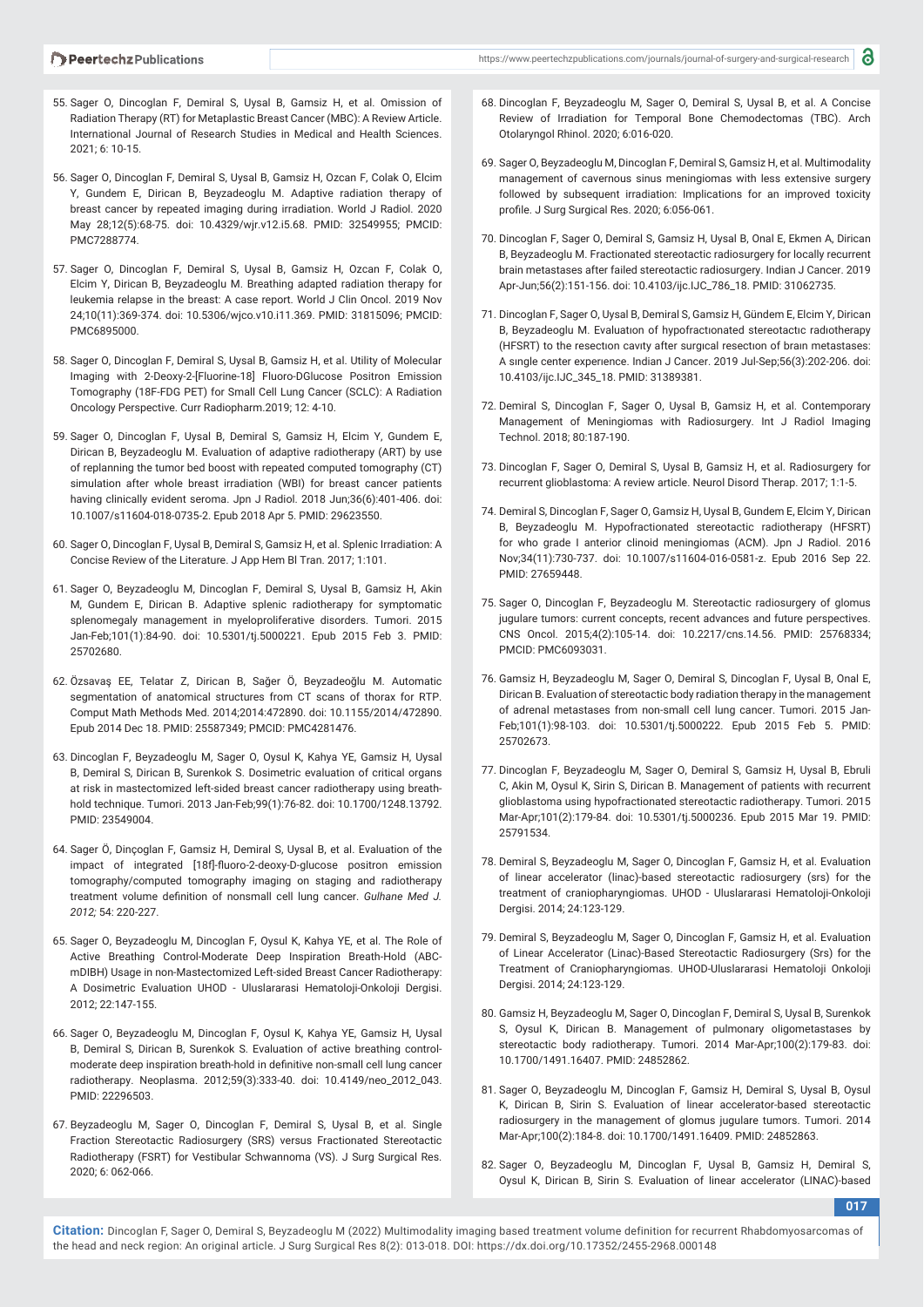55. Sager O, Dincoglan F, Demiral S, Uysal B, Gamsiz H, et al. Omission of Radiation Therapy (RT) for Metaplastic Breast Cancer (MBC): A Review Article. International Journal of Research Studies in Medical and Health Sciences. 2021; 6: 10-15.

56. Sager O, Dincoglan F, Demiral S, Uysal B, Gamsiz H, Ozcan F, Colak O, Elcim Y, Gundem E, Dirican B, Beyzadeoglu M. Adaptive radiation therapy of breast cancer by repeated imaging during irradiation. World J Radiol. 2020 May 28;12(5):68-75. doi: 10.4329/wjr.v12.i5.68. PMID: 32549955; PMCID: PMC7288774.

57. Sager O, Dincoglan F, Demiral S, Uysal B, Gamsiz H, Ozcan F, Colak O, Elcim Y, Dirican B, Beyzadeoglu M. Breathing adapted radiation therapy for leukemia relapse in the breast: A case report. World J Clin Oncol. 2019 Nov 24;10(11):369-374. doi: 10.5306/wjco.v10.i11.369. PMID: 31815096; PMCID: PMC6895000.

58. Sager O, Dincoglan F, Demiral S, Uysal B, Gamsiz H, et al. Utility of Molecular Imaging with 2-Deoxy-2-[Fluorine-18] Fluoro-DGlucose Positron Emission Tomography (18F-FDG PET) for Small Cell Lung Cancer (SCLC): A Radiation Oncology Perspective. Curr Radiopharm.2019; 12: 4-10.

59. Sager O, Dincoglan F, Uysal B, Demiral S, Gamsiz H, Elcim Y, Gundem E, Dirican B, Beyzadeoglu M. Evaluation of adaptive radiotherapy (ART) by use of replanning the tumor bed boost with repeated computed tomography (CT) simulation after whole breast irradiation (WBI) for breast cancer patients having clinically evident seroma. Jpn J Radiol. 2018 Jun;36(6):401-406. doi: 10.1007/s11604-018-0735-2. Epub 2018 Apr 5. PMID: 29623550.

60. Sager O, Dincoglan F, Uysal B, Demiral S, Gamsiz H, et al. Splenic Irradiation: A Concise Review of the Literature. J App Hem Bl Tran. 2017; 1:101.

61. Sager O, Beyzadeoglu M, Dincoglan F, Demiral S, Uysal B, Gamsiz H, Akin M, Gundem E, Dirican B. Adaptive splenic radiotherapy for symptomatic splenomegaly management in myeloproliferative disorders. Tumori. 2015 Jan-Feb;101(1):84-90. doi: 10.5301/tj.5000221. Epub 2015 Feb 3. PMID: 25702680.

62. Özsavaş EE, Telatar Z, Dirican B, Sağer Ö, Beyzadeoğlu M. Automatic segmentation of anatomical structures from CT scans of thorax for RTP. Comput Math Methods Med. 2014;2014:472890. doi: 10.1155/2014/472890. Epub 2014 Dec 18. PMID: 25587349; PMCID: PMC4281476.

63. Dincoglan F, Beyzadeoglu M, Sager O, Oysul K, Kahya YE, Gamsiz H, Uysal B, Demiral S, Dirican B, Surenkok S. Dosimetric evaluation of critical organs at risk in mastectomized left-sided breast cancer radiotherapy using breath-hold technique. Tumori. 2013 Jan-Feb;99(1):76-82. doi: 10.1700/1248.13792. PMID: 23549004.

64. Sager Ö, Dinçoglan F, Gamsiz H, Demiral S, Uysal B, et al. Evaluation of the impact of integrated [18f]-fluoro-2-deoxy-D-glucose positron emission tomography/computed tomography imaging on staging and radiotherapy treatment volume definition of nonsmall cell lung cancer. *Gulhane Med J. 2012;* 54: 220-227.

65. Sager O, Beyzadeoglu M, Dincoglan F, Oysul K, Kahya YE, et al. The Role of Active Breathing Control-Moderate Deep Inspiration Breath-Hold (ABC-mDIBH) Usage in non-Mastectomized Left-sided Breast Cancer Radiotherapy: A Dosimetric Evaluation UHOD - Uluslararasi Hematoloji-Onkoloji Dergisi. 2012; 22:147-155.

66. Sager O, Beyzadeoglu M, Dincoglan F, Oysul K, Kahya YE, Gamsiz H, Uysal B, Demiral S, Dirican B, Surenkok S. Evaluation of active breathing control-moderate deep inspiration breath-hold in definitive non-small cell lung cancer radiotherapy. Neoplasma. 2012;59(3):333-40. doi: 10.4149/neo_2012_043. PMID: 22296503.

67. Beyzadeoglu M, Sager O, Dincoglan F, Demiral S, Uysal B, et al. Single Fraction Stereotactic Radiosurgery (SRS) versus Fractionated Stereotactic Radiotherapy (FSRT) for Vestibular Schwannoma (VS). J Surg Surgical Res. 2020; 6: 062-066.

68. Dincoglan F, Beyzadeoglu M, Sager O, Demiral S, Uysal B, et al. A Concise Review of Irradiation for Temporal Bone Chemodectomas (TBC). Arch Otolaryngol Rhinol. 2020; 6:016-020.

69. Sager O, Beyzadeoglu M, Dincoglan F, Demiral S, Gamsiz H, et al. Multimodality management of cavernous sinus meningiomas with less extensive surgery followed by subsequent irradiation: Implications for an improved toxicity profile. J Surg Surgical Res. 2020; 6:056-061.

70. Dincoglan F, Sager O, Demiral S, Gamsiz H, Uysal B, Onal E, Ekmen A, Dirican B, Beyzadeoglu M. Fractionated stereotactic radiosurgery for locally recurrent brain metastases after failed stereotactic radiosurgery. Indian J Cancer. 2019 Apr-Jun;56(2):151-156. doi: 10.4103/ijc.IJC_786_18. PMID: 31062735.

71. Dincoglan F, Sager O, Uysal B, Demiral S, Gamsiz H, Gündem E, Elcim Y, Dirican B, Beyzadeoglu M. Evaluatıon of hypofractıonated stereotactıc radıotherapy (HFSRT) to the resectıon cavıty after surgıcal resectıon of braın metastases: A sıngle center experıence. Indian J Cancer. 2019 Jul-Sep;56(3):202-206. doi: 10.4103/ijc.IJC_345_18. PMID: 31389381.

72. Demiral S, Dincoglan F, Sager O, Uysal B, Gamsiz H, et al. Contemporary Management of Meningiomas with Radiosurgery. Int J Radiol Imaging Technol. 2018; 80:187-190.

73. Dincoglan F, Sager O, Demiral S, Uysal B, Gamsiz H, et al. Radiosurgery for recurrent glioblastoma: A review article. Neurol Disord Therap. 2017; 1:1-5.

74. Demiral S, Dincoglan F, Sager O, Gamsiz H, Uysal B, Gundem E, Elcim Y, Dirican B, Beyzadeoglu M. Hypofractionated stereotactic radiotherapy (HFSRT) for who grade I anterior clinoid meningiomas (ACM). Jpn J Radiol. 2016 Nov;34(11):730-737. doi: 10.1007/s11604-016-0581-z. Epub 2016 Sep 22. PMID: 27659448.

75. Sager O, Dincoglan F, Beyzadeoglu M. Stereotactic radiosurgery of glomus jugulare tumors: current concepts, recent advances and future perspectives. CNS Oncol. 2015;4(2):105-14. doi: 10.2217/cns.14.56. PMID: 25768334; PMCID: PMC6093031.

76. Gamsiz H, Beyzadeoglu M, Sager O, Demiral S, Dincoglan F, Uysal B, Onal E, Dirican B. Evaluation of stereotactic body radiation therapy in the management of adrenal metastases from non-small cell lung cancer. Tumori. 2015 Jan-Feb;101(1):98-103. doi: 10.5301/tj.5000222. Epub 2015 Feb 5. PMID: 25702673.

77. Dincoglan F, Beyzadeoglu M, Sager O, Demiral S, Gamsiz H, Uysal B, Ebruli C, Akin M, Oysul K, Sirin S, Dirican B. Management of patients with recurrent glioblastoma using hypofractionated stereotactic radiotherapy. Tumori. 2015 Mar-Apr;101(2):179-84. doi: 10.5301/tj.5000236. Epub 2015 Mar 19. PMID: 25791534.

78. Demiral S, Beyzadeoglu M, Sager O, Dincoglan F, Gamsiz H, et al. Evaluation of linear accelerator (linac)-based stereotactic radiosurgery (srs) for the treatment of craniopharyngiomas. UHOD - Uluslararasi Hematoloji-Onkoloji Dergisi. 2014; 24:123-129.

79. Demiral S, Beyzadeoglu M, Sager O, Dincoglan F, Gamsiz H, et al. Evaluation of Linear Accelerator (Linac)-Based Stereotactic Radiosurgery (Srs) for the Treatment of Craniopharyngiomas. UHOD-Uluslararasi Hematoloji Onkoloji Dergisi. 2014; 24:123-129.

80. Gamsiz H, Beyzadeoglu M, Sager O, Dincoglan F, Demiral S, Uysal B, Surenkok S, Oysul K, Dirican B. Management of pulmonary oligometastases by stereotactic body radiotherapy. Tumori. 2014 Mar-Apr;100(2):179-83. doi: 10.1700/1491.16407. PMID: 24852862.

81. Sager O, Beyzadeoglu M, Dincoglan F, Gamsiz H, Demiral S, Uysal B, Oysul K, Dirican B, Sirin S. Evaluation of linear accelerator-based stereotactic radiosurgery in the management of glomus jugulare tumors. Tumori. 2014 Mar-Apr;100(2):184-8. doi: 10.1700/1491.16409. PMID: 24852863.

82. Sager O, Beyzadeoglu M, Dincoglan F, Uysal B, Gamsiz H, Demiral S, Oysul K, Dirican B, Sirin S. Evaluation of linear accelerator (LINAC)-based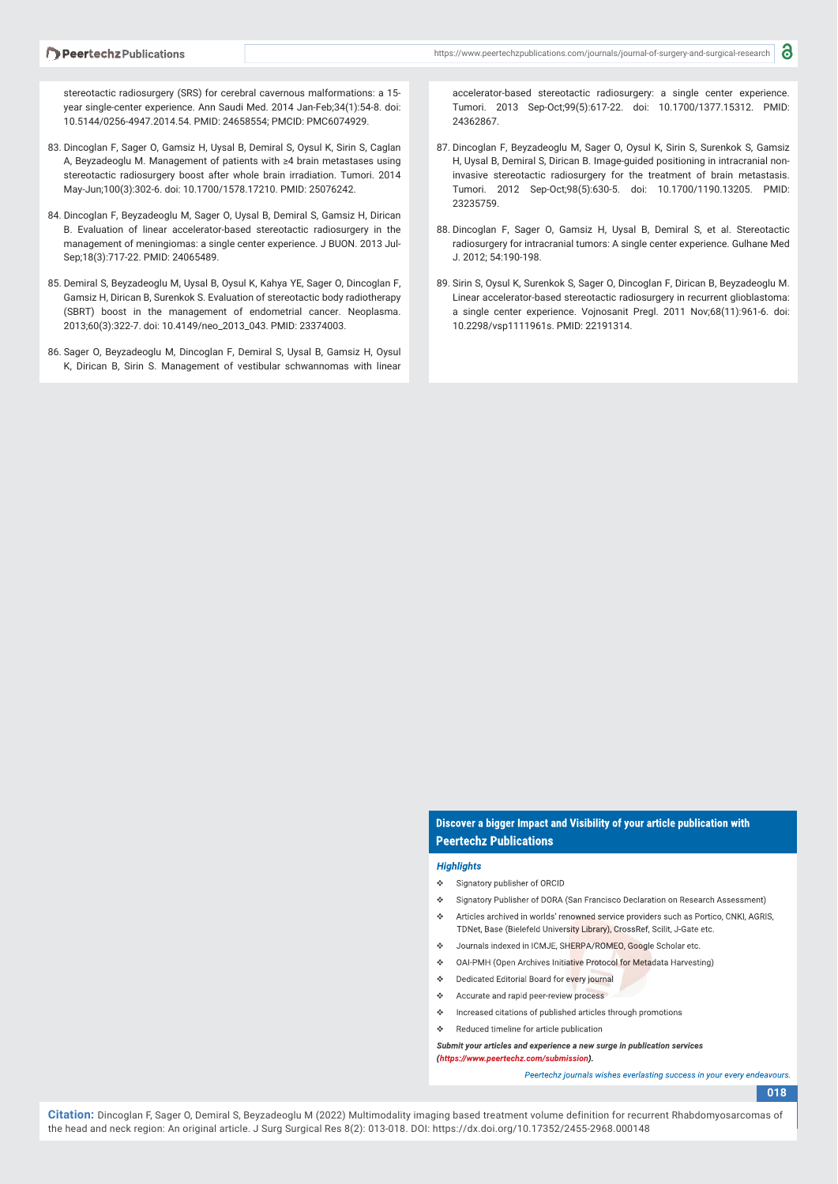stereotactic radiosurgery (SRS) for cerebral cavernous malformations: a 15-year single-center experience. Ann Saudi Med. 2014 Jan-Feb;34(1):54-8. doi: 10.5144/0256-4947.2014.54. PMID: 24658554; PMCID: PMC6074929.

83. Dincoglan F, Sager O, Gamsiz H, Uysal B, Demiral S, Oysul K, Sirin S, Caglan A, Beyzadeoglu M. Management of patients with ≥4 brain metastases using stereotactic radiosurgery boost after whole brain irradiation. Tumori. 2014 May-Jun;100(3):302-6. doi: 10.1700/1578.17210. PMID: 25076242.

84. Dincoglan F, Beyzadeoglu M, Sager O, Uysal B, Demiral S, Gamsiz H, Dirican B. Evaluation of linear accelerator-based stereotactic radiosurgery in the management of meningiomas: a single center experience. J BUON. 2013 Jul-Sep;18(3):717-22. PMID: 24065489.

85. Demiral S, Beyzadeoglu M, Uysal B, Oysul K, Kahya YE, Sager O, Dincoglan F, Gamsiz H, Dirican B, Surenkok S. Evaluation of stereotactic body radiotherapy (SBRT) boost in the management of endometrial cancer. Neoplasma. 2013;60(3):322-7. doi: 10.4149/neo_2013_043. PMID: 23374003.

86. Sager O, Beyzadeoglu M, Dincoglan F, Demiral S, Uysal B, Gamsiz H, Oysul K, Dirican B, Sirin S. Management of vestibular schwannomas with linear accelerator-based stereotactic radiosurgery: a single center experience. Tumori. 2013 Sep-Oct;99(5):617-22. doi: 10.1700/1377.15312. PMID: 24362867.

87. Dincoglan F, Beyzadeoglu M, Sager O, Oysul K, Sirin S, Surenkok S, Gamsiz H, Uysal B, Demiral S, Dirican B. Image-guided positioning in intracranial non-invasive stereotactic radiosurgery for the treatment of brain metastasis. Tumori. 2012 Sep-Oct;98(5):630-5. doi: 10.1700/1190.13205. PMID: 23235759.

88. Dincoglan F, Sager O, Gamsiz H, Uysal B, Demiral S, et al. Stereotactic radiosurgery for intracranial tumors: A single center experience. Gulhane Med J. 2012; 54:190-198.

89. Sirin S, Oysul K, Surenkok S, Sager O, Dincoglan F, Dirican B, Beyzadeoglu M. Linear accelerator-based stereotactic radiosurgery in recurrent glioblastoma: a single center experience. Vojnosanit Pregl. 2011 Nov;68(11):961-6. doi: 10.2298/vsp1111961s. PMID: 22191314.

**Discover a bigger Impact and Visibility of your article publication with Peertechz Publications**

***Highlights***

- Signatory publisher of ORCID
- Signatory Publisher of DORA (San Francisco Declaration on Research Assessment)
- Articles archived in worlds' renowned service providers such as Portico, CNKI, AGRIS, TDNet, Base (Bielefeld University Library), CrossRef, Scilit, J-Gate etc.
- Journals indexed in ICMJE, SHERPA/ROMEO, Google Scholar etc.
- OAI-PMH (Open Archives Initiative Protocol for Metadata Harvesting)
- Dedicated Editorial Board for every journal
- Accurate and rapid peer-review process
- Increased citations of published articles through promotions
- Reduced timeline for article publication

***Submit your articles and experience a new surge in publication services (https://www.peertechz.com/submission).***

*Peertechz journals wishes everlasting success in your every endeavours.*